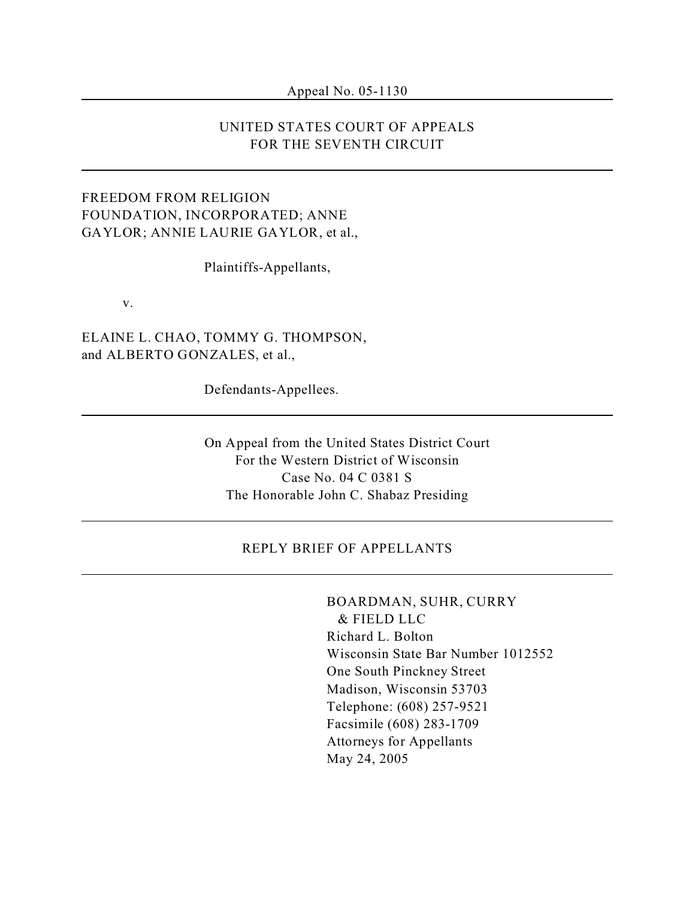Appeal No. 05-1130

---

UNITED STATES COURT OF APPEALS
FOR THE SEVENTH CIRCUIT

---

FREEDOM FROM RELIGION
FOUNDATION, INCORPORATED; ANNE
GAYLOR; ANNIE LAURIE GAYLOR, et al.,

Plaintiffs-Appellants,

v.

ELAINE L. CHAO, TOMMY G. THOMPSON,
and ALBERTO GONZALES, et al.,

Defendants-Appellees.

---

On Appeal from the United States District Court
For the Western District of Wisconsin
Case No. 04 C 0381 S
The Honorable John C. Shabaz Presiding

---

REPLY BRIEF OF APPELLANTS

---

BOARDMAN, SUHR, CURRY
& FIELD LLC
Richard L. Bolton
Wisconsin State Bar Number 1012552
One South Pinckney Street
Madison, Wisconsin 53703
Telephone: (608) 257-9521
Facsimile (608) 283-1709
Attorneys for Appellants
May 24, 2005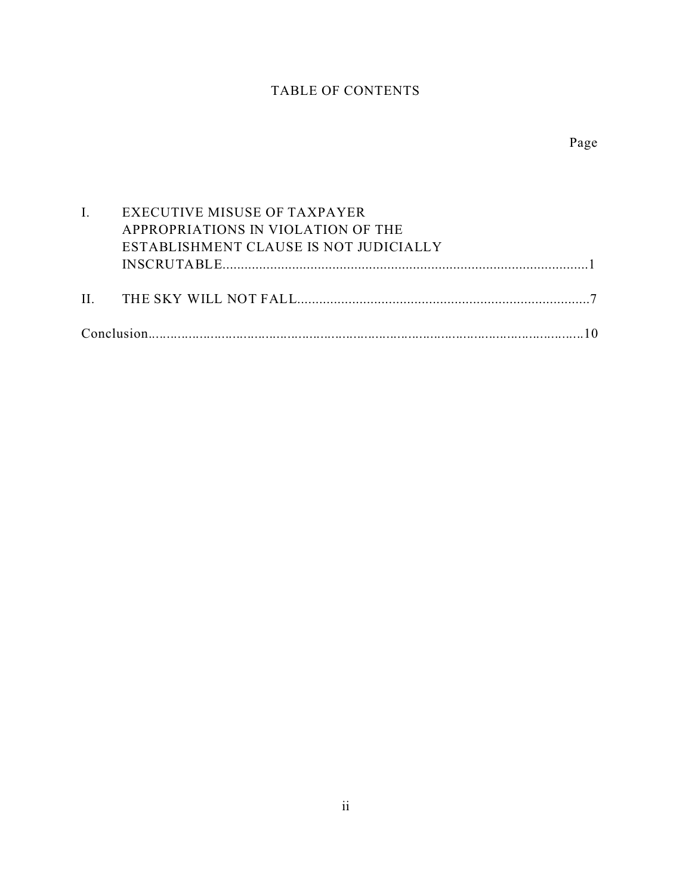# TABLE OF CONTENTS

| | | Page |
|---|---|---|
| I. | EXECUTIVE MISUSE OF TAXPAYER APPROPRIATIONS IN VIOLATION OF THE ESTABLISHMENT CLAUSE IS NOT JUDICIALLY INSCRUTABLE | 1 |
| II. | THE SKY WILL NOT FALL | 7 |
| Conclusion | | 10 |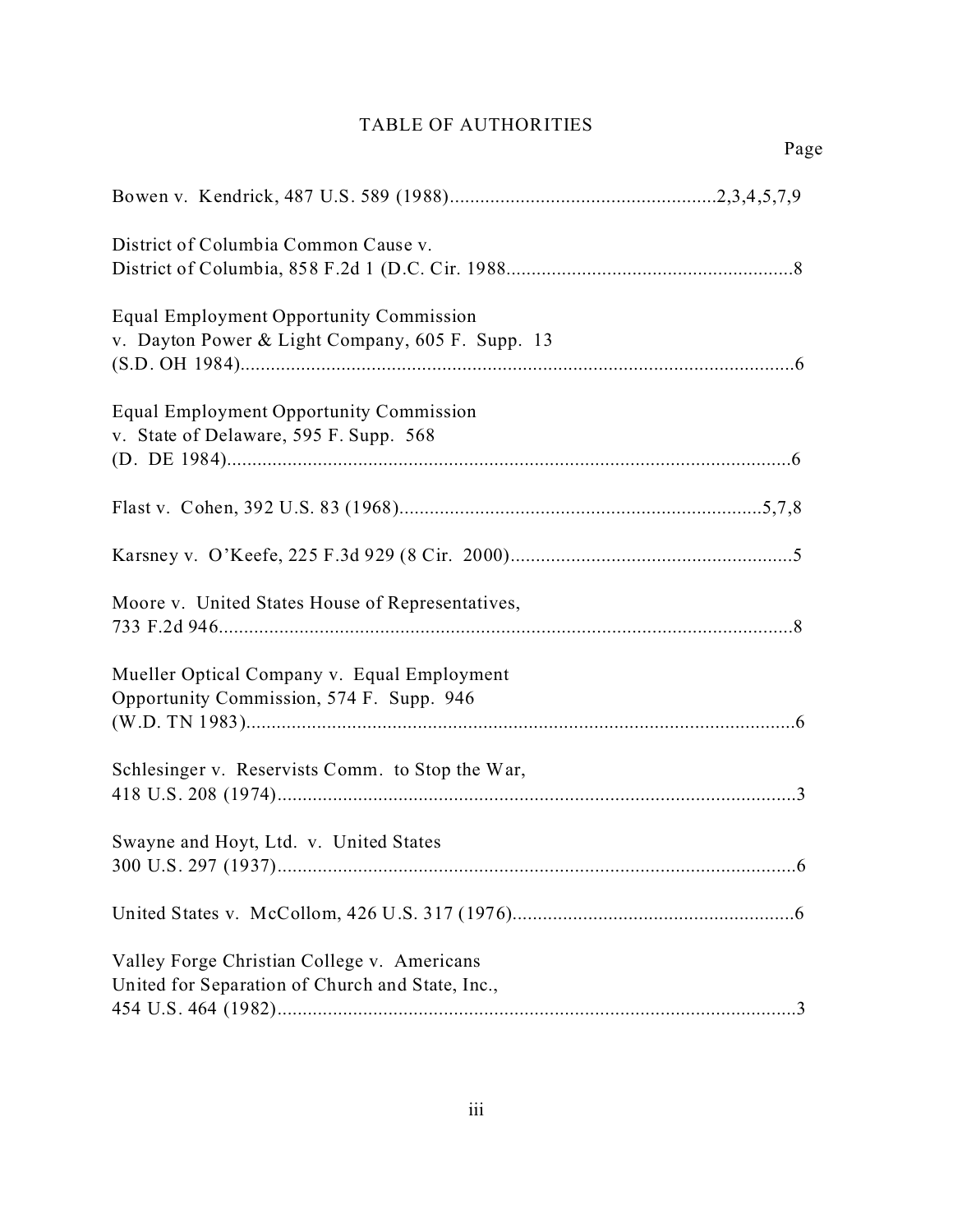# TABLE OF AUTHORITIES

Page

Bowen v. Kendrick, 487 U.S. 589 (1988)....................................................2,3,4,5,7,9

District of Columbia Common Cause v.
District of Columbia, 858 F.2d 1 (D.C. Cir. 1988........................................................8

Equal Employment Opportunity Commission
v. Dayton Power & Light Company, 605 F. Supp. 13
(S.D. OH 1984)..............................................................................................................6

Equal Employment Opportunity Commission
v. State of Delaware, 595 F. Supp. 568
(D. DE 1984)................................................................................................................6

Flast v. Cohen, 392 U.S. 83 (1968).......................................................................5,7,8

Karsney v. O'Keefe, 225 F.3d 929 (8 Cir. 2000)........................................................5

Moore v. United States House of Representatives,
733 F.2d 946..................................................................................................................8

Mueller Optical Company v. Equal Employment
Opportunity Commission, 574 F. Supp. 946
(W.D. TN 1983).............................................................................................................6

Schlesinger v. Reservists Comm. to Stop the War,
418 U.S. 208 (1974).......................................................................................................3

Swayne and Hoyt, Ltd. v. United States
300 U.S. 297 (1937).......................................................................................................6

United States v. McCollom, 426 U.S. 317 (1976).......................................................6

Valley Forge Christian College v. Americans
United for Separation of Church and State, Inc.,
454 U.S. 464 (1982).......................................................................................................3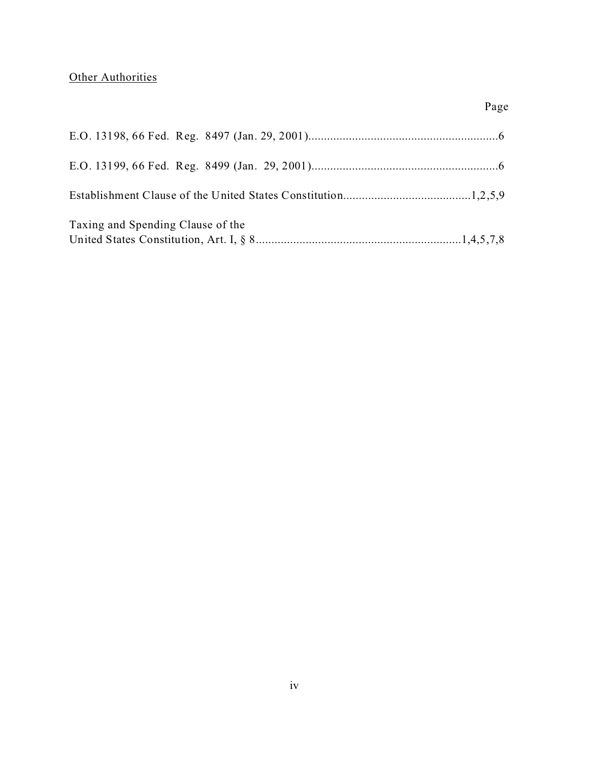<u>Other Authorities</u>

| | Page |
|---|---|
| E.O. 13198, 66 Fed. Reg. 8497 (Jan. 29, 2001) | 6 |
| E.O. 13199, 66 Fed. Reg. 8499 (Jan. 29, 2001) | 6 |
| Establishment Clause of the United States Constitution | 1,2,5,9 |
| Taxing and Spending Clause of the United States Constitution, Art. I, § 8 | 1,4,5,7,8 |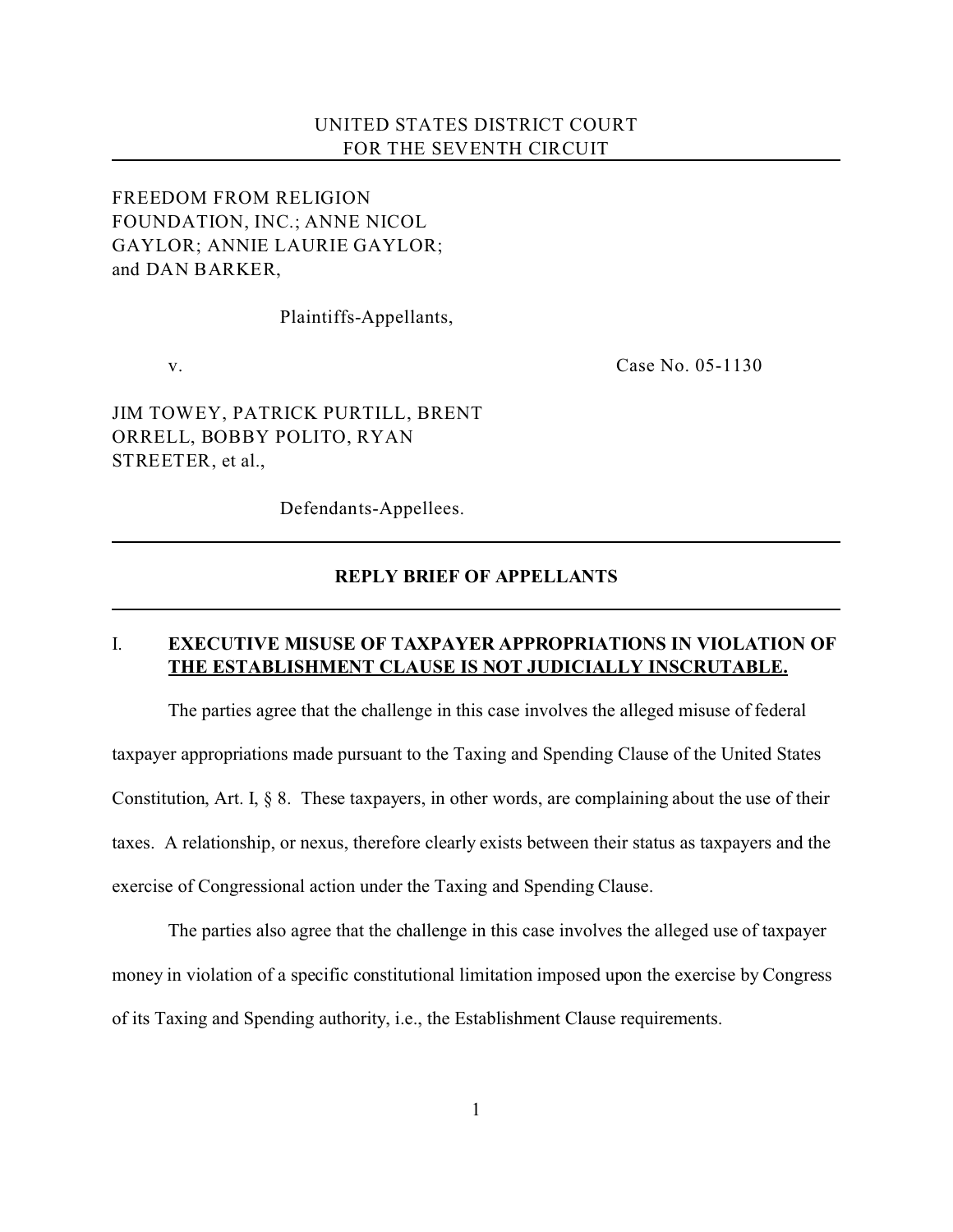UNITED STATES DISTRICT COURT
FOR THE SEVENTH CIRCUIT

FREEDOM FROM RELIGION FOUNDATION, INC.; ANNE NICOL GAYLOR; ANNIE LAURIE GAYLOR; and DAN BARKER,

Plaintiffs-Appellants,

v. Case No. 05-1130

JIM TOWEY, PATRICK PURTILL, BRENT ORRELL, BOBBY POLITO, RYAN STREETER, et al.,

Defendants-Appellees.

---

**REPLY BRIEF OF APPELLANTS**

---

## I. EXECUTIVE MISUSE OF TAXPAYER APPROPRIATIONS IN VIOLATION OF THE ESTABLISHMENT CLAUSE IS NOT JUDICIALLY INSCRUTABLE.

The parties agree that the challenge in this case involves the alleged misuse of federal taxpayer appropriations made pursuant to the Taxing and Spending Clause of the United States Constitution, Art. I, § 8. These taxpayers, in other words, are complaining about the use of their taxes. A relationship, or nexus, therefore clearly exists between their status as taxpayers and the exercise of Congressional action under the Taxing and Spending Clause.

The parties also agree that the challenge in this case involves the alleged use of taxpayer money in violation of a specific constitutional limitation imposed upon the exercise by Congress of its Taxing and Spending authority, i.e., the Establishment Clause requirements.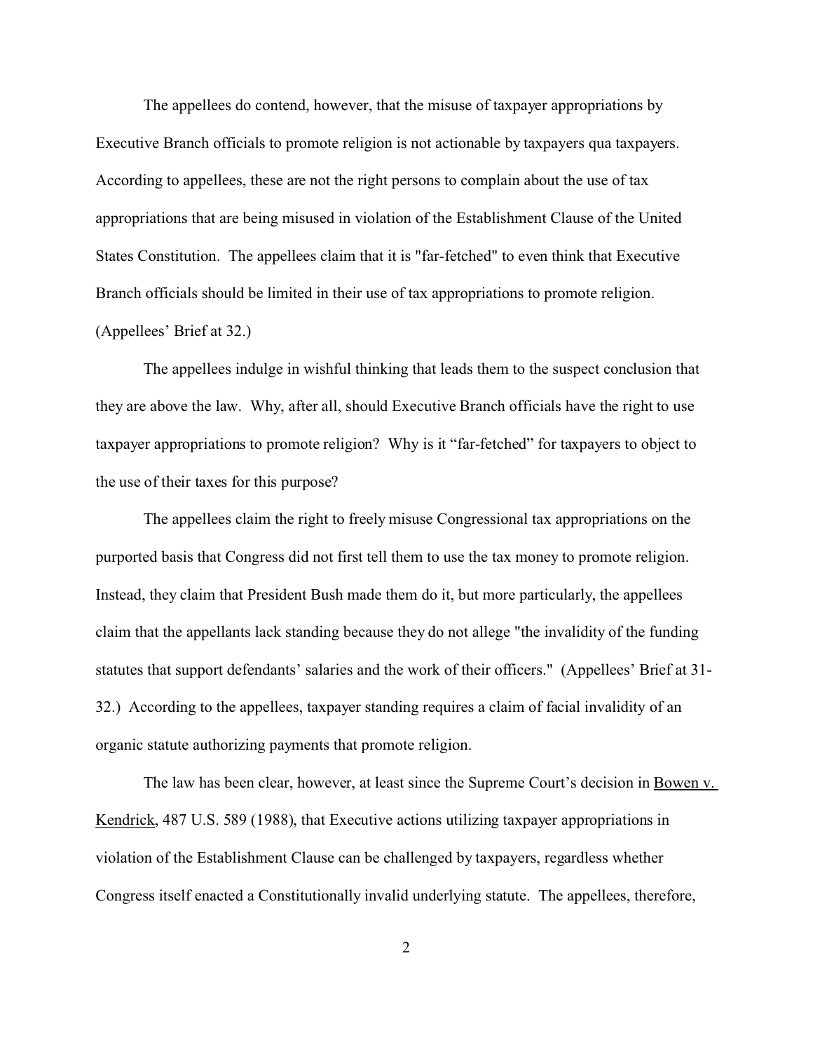The appellees do contend, however, that the misuse of taxpayer appropriations by Executive Branch officials to promote religion is not actionable by taxpayers qua taxpayers. According to appellees, these are not the right persons to complain about the use of tax appropriations that are being misused in violation of the Establishment Clause of the United States Constitution. The appellees claim that it is "far-fetched" to even think that Executive Branch officials should be limited in their use of tax appropriations to promote religion. (Appellees' Brief at 32.)

The appellees indulge in wishful thinking that leads them to the suspect conclusion that they are above the law. Why, after all, should Executive Branch officials have the right to use taxpayer appropriations to promote religion? Why is it "far-fetched" for taxpayers to object to the use of their taxes for this purpose?

The appellees claim the right to freely misuse Congressional tax appropriations on the purported basis that Congress did not first tell them to use the tax money to promote religion. Instead, they claim that President Bush made them do it, but more particularly, the appellees claim that the appellants lack standing because they do not allege "the invalidity of the funding statutes that support defendants' salaries and the work of their officers." (Appellees' Brief at 31-32.) According to the appellees, taxpayer standing requires a claim of facial invalidity of an organic statute authorizing payments that promote religion.

The law has been clear, however, at least since the Supreme Court's decision in Bowen v. Kendrick, 487 U.S. 589 (1988), that Executive actions utilizing taxpayer appropriations in violation of the Establishment Clause can be challenged by taxpayers, regardless whether Congress itself enacted a Constitutionally invalid underlying statute. The appellees, therefore,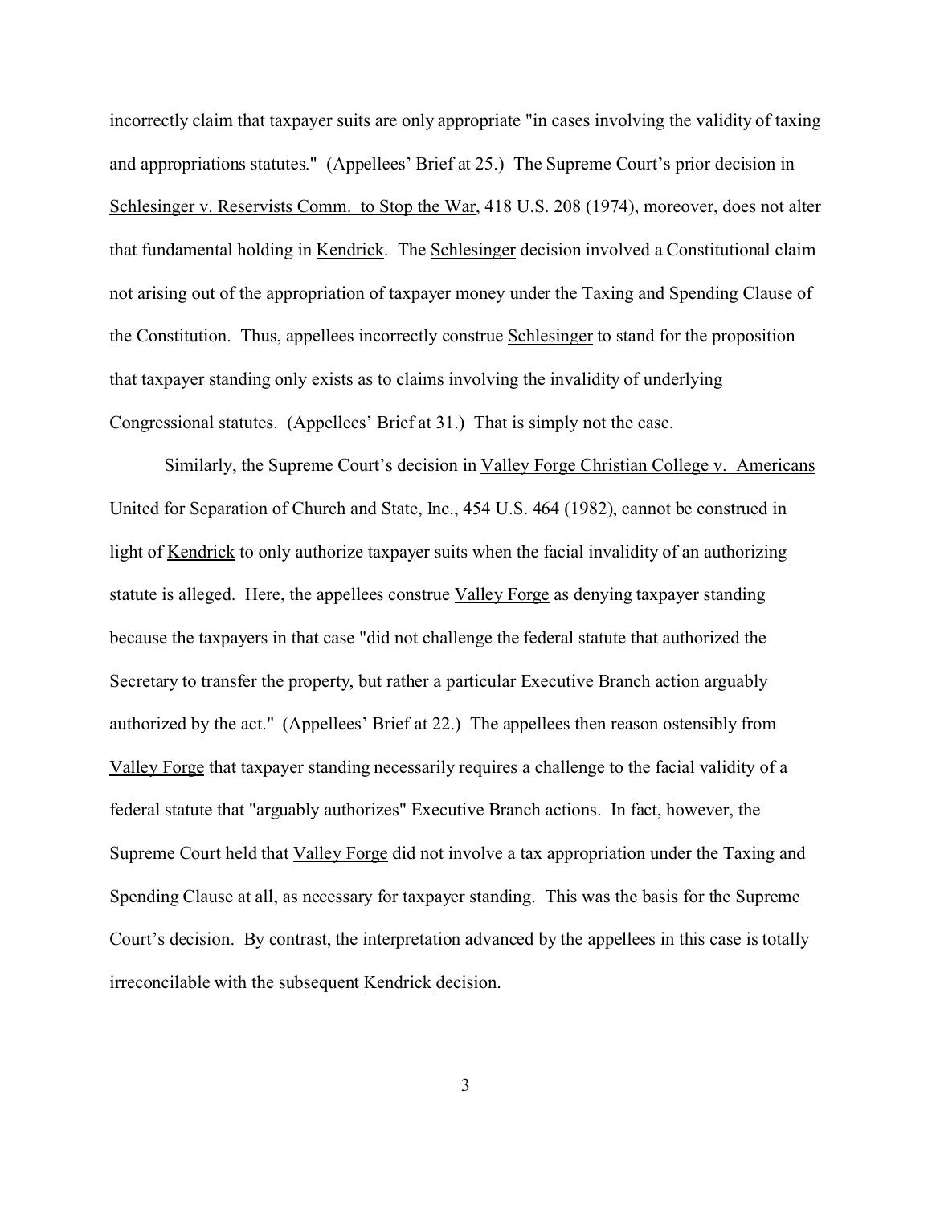incorrectly claim that taxpayer suits are only appropriate "in cases involving the validity of taxing and appropriations statutes." (Appellees' Brief at 25.) The Supreme Court's prior decision in Schlesinger v. Reservists Comm. to Stop the War, 418 U.S. 208 (1974), moreover, does not alter that fundamental holding in Kendrick. The Schlesinger decision involved a Constitutional claim not arising out of the appropriation of taxpayer money under the Taxing and Spending Clause of the Constitution. Thus, appellees incorrectly construe Schlesinger to stand for the proposition that taxpayer standing only exists as to claims involving the invalidity of underlying Congressional statutes. (Appellees' Brief at 31.) That is simply not the case.

Similarly, the Supreme Court's decision in Valley Forge Christian College v. Americans United for Separation of Church and State, Inc., 454 U.S. 464 (1982), cannot be construed in light of Kendrick to only authorize taxpayer suits when the facial invalidity of an authorizing statute is alleged. Here, the appellees construe Valley Forge as denying taxpayer standing because the taxpayers in that case "did not challenge the federal statute that authorized the Secretary to transfer the property, but rather a particular Executive Branch action arguably authorized by the act." (Appellees' Brief at 22.) The appellees then reason ostensibly from Valley Forge that taxpayer standing necessarily requires a challenge to the facial validity of a federal statute that "arguably authorizes" Executive Branch actions. In fact, however, the Supreme Court held that Valley Forge did not involve a tax appropriation under the Taxing and Spending Clause at all, as necessary for taxpayer standing. This was the basis for the Supreme Court's decision. By contrast, the interpretation advanced by the appellees in this case is totally irreconcilable with the subsequent Kendrick decision.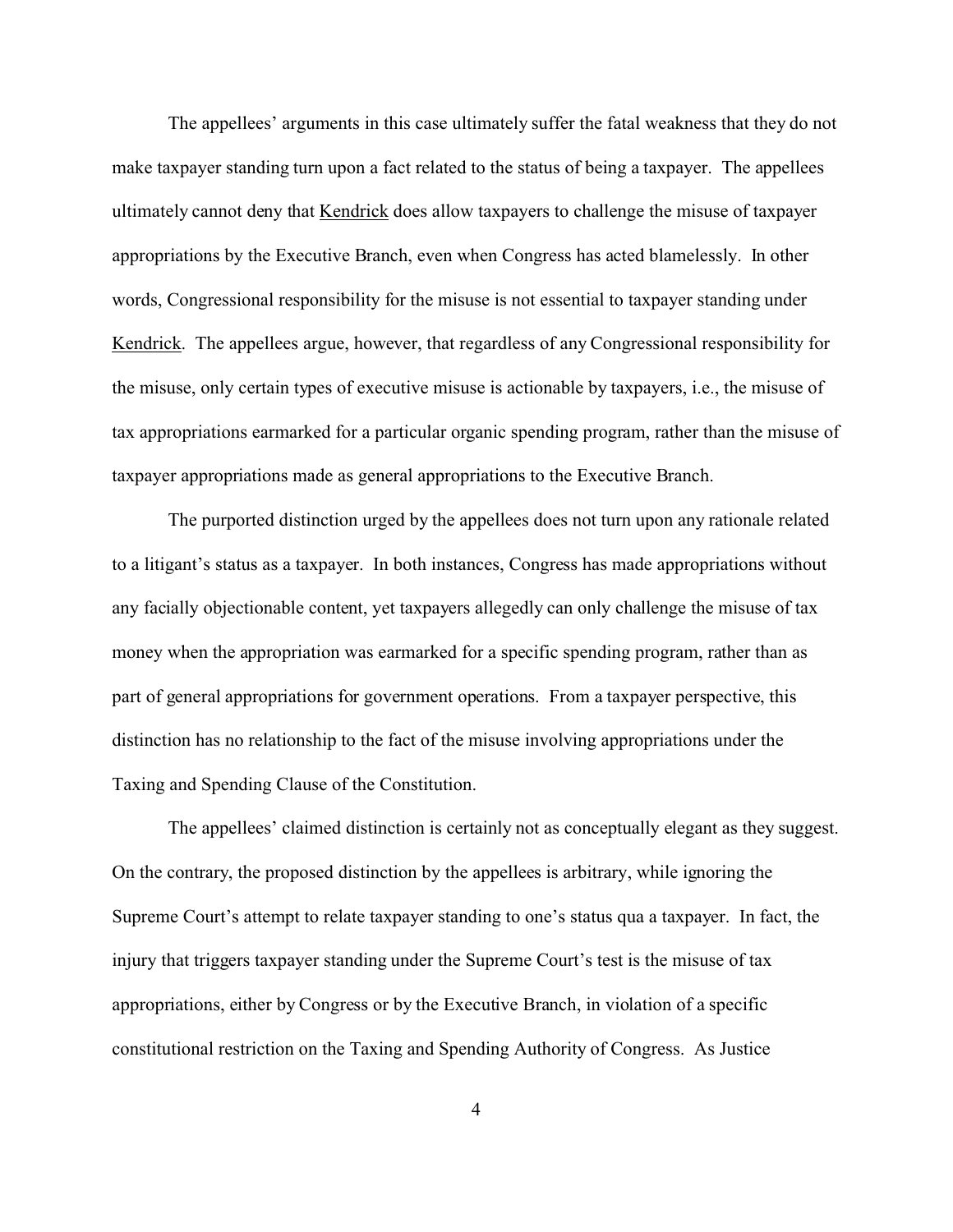The appellees' arguments in this case ultimately suffer the fatal weakness that they do not make taxpayer standing turn upon a fact related to the status of being a taxpayer. The appellees ultimately cannot deny that Kendrick does allow taxpayers to challenge the misuse of taxpayer appropriations by the Executive Branch, even when Congress has acted blamelessly. In other words, Congressional responsibility for the misuse is not essential to taxpayer standing under Kendrick. The appellees argue, however, that regardless of any Congressional responsibility for the misuse, only certain types of executive misuse is actionable by taxpayers, i.e., the misuse of tax appropriations earmarked for a particular organic spending program, rather than the misuse of taxpayer appropriations made as general appropriations to the Executive Branch.

The purported distinction urged by the appellees does not turn upon any rationale related to a litigant's status as a taxpayer. In both instances, Congress has made appropriations without any facially objectionable content, yet taxpayers allegedly can only challenge the misuse of tax money when the appropriation was earmarked for a specific spending program, rather than as part of general appropriations for government operations. From a taxpayer perspective, this distinction has no relationship to the fact of the misuse involving appropriations under the Taxing and Spending Clause of the Constitution.

The appellees' claimed distinction is certainly not as conceptually elegant as they suggest. On the contrary, the proposed distinction by the appellees is arbitrary, while ignoring the Supreme Court's attempt to relate taxpayer standing to one's status qua a taxpayer. In fact, the injury that triggers taxpayer standing under the Supreme Court's test is the misuse of tax appropriations, either by Congress or by the Executive Branch, in violation of a specific constitutional restriction on the Taxing and Spending Authority of Congress. As Justice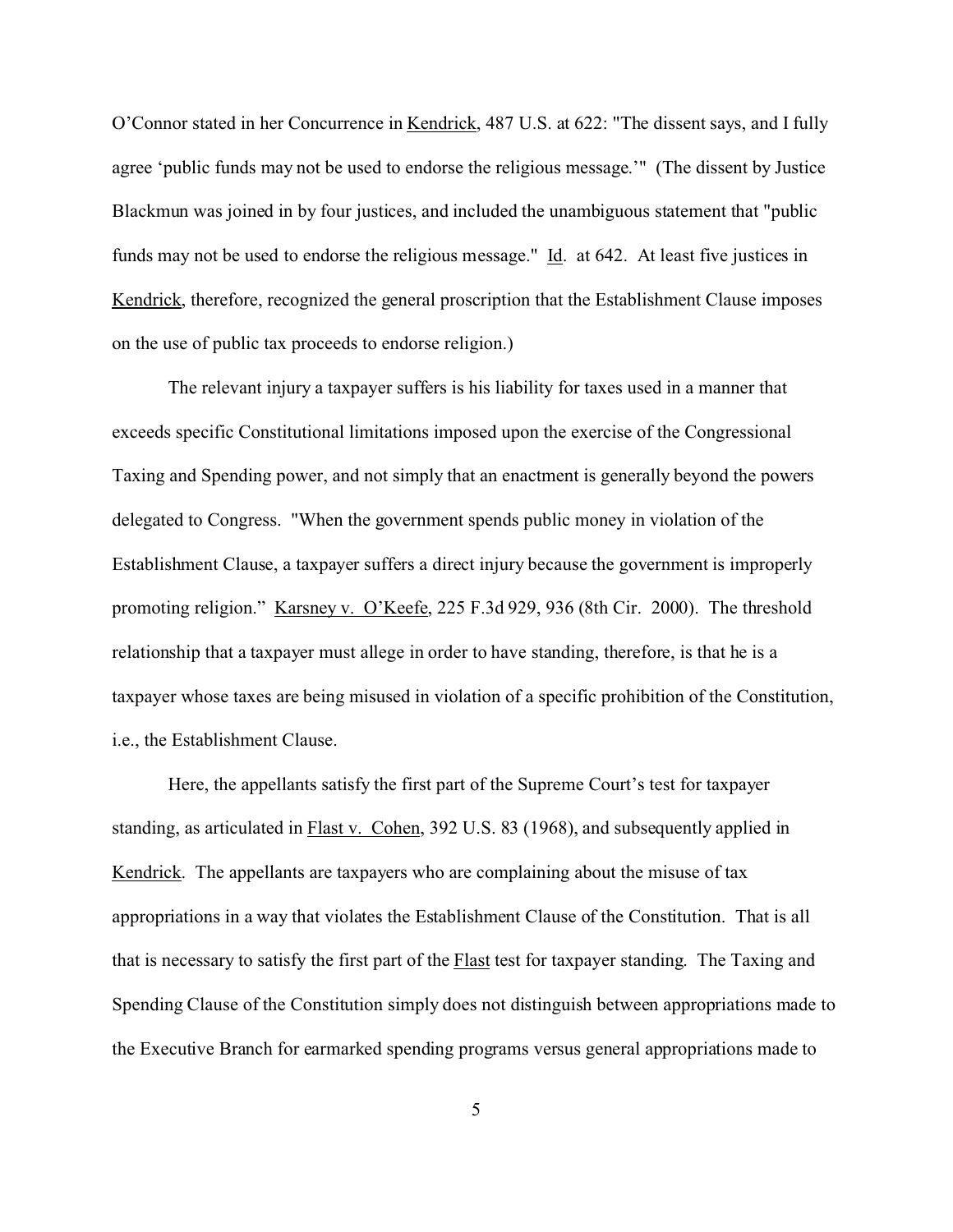O'Connor stated in her Concurrence in Kendrick, 487 U.S. at 622: "The dissent says, and I fully agree 'public funds may not be used to endorse the religious message.'" (The dissent by Justice Blackmun was joined in by four justices, and included the unambiguous statement that "public funds may not be used to endorse the religious message." Id. at 642. At least five justices in Kendrick, therefore, recognized the general proscription that the Establishment Clause imposes on the use of public tax proceeds to endorse religion.)

The relevant injury a taxpayer suffers is his liability for taxes used in a manner that exceeds specific Constitutional limitations imposed upon the exercise of the Congressional Taxing and Spending power, and not simply that an enactment is generally beyond the powers delegated to Congress. "When the government spends public money in violation of the Establishment Clause, a taxpayer suffers a direct injury because the government is improperly promoting religion." Karsney v. O'Keefe, 225 F.3d 929, 936 (8th Cir. 2000). The threshold relationship that a taxpayer must allege in order to have standing, therefore, is that he is a taxpayer whose taxes are being misused in violation of a specific prohibition of the Constitution, i.e., the Establishment Clause.

Here, the appellants satisfy the first part of the Supreme Court's test for taxpayer standing, as articulated in Flast v. Cohen, 392 U.S. 83 (1968), and subsequently applied in Kendrick. The appellants are taxpayers who are complaining about the misuse of tax appropriations in a way that violates the Establishment Clause of the Constitution. That is all that is necessary to satisfy the first part of the Flast test for taxpayer standing. The Taxing and Spending Clause of the Constitution simply does not distinguish between appropriations made to the Executive Branch for earmarked spending programs versus general appropriations made to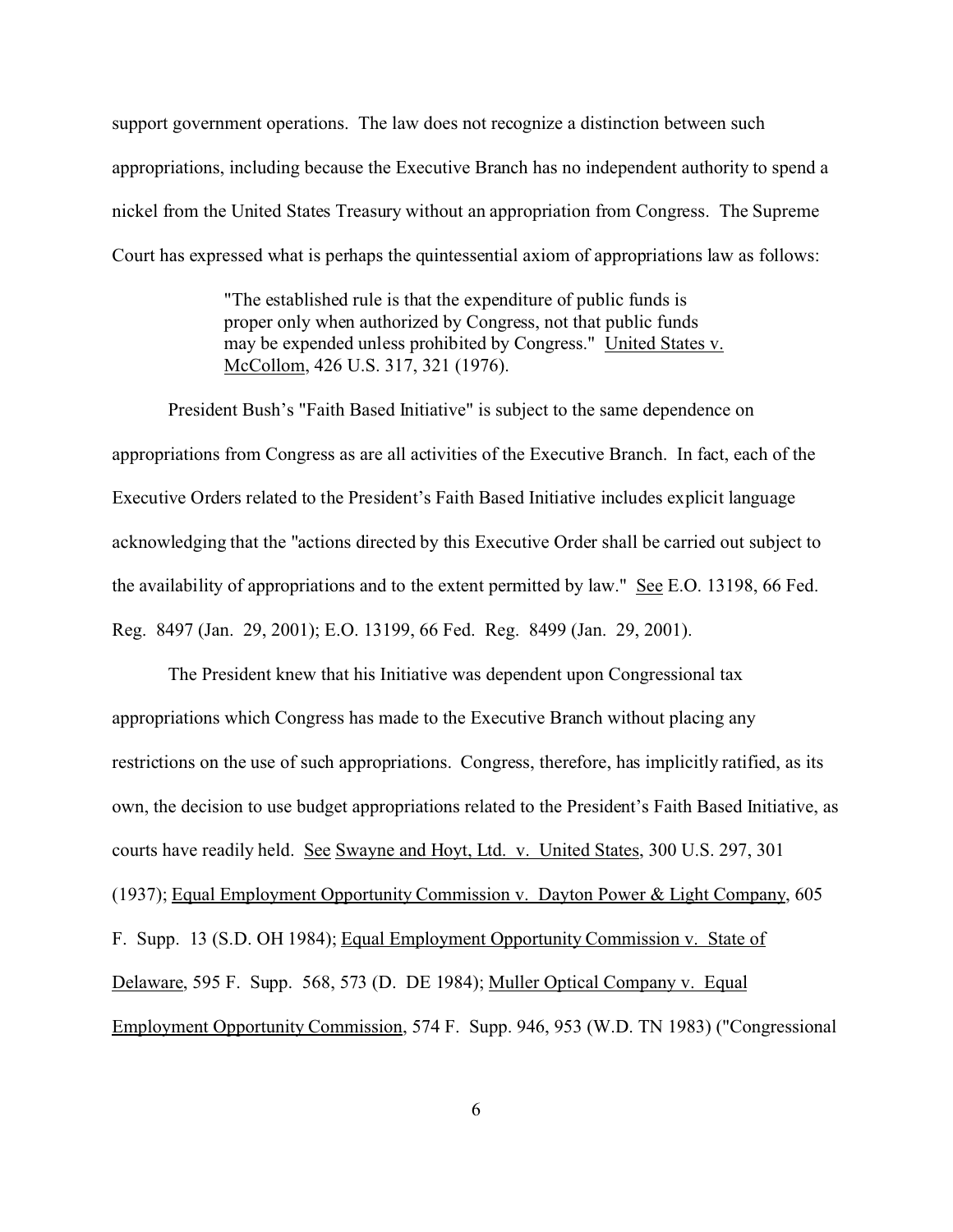support government operations. The law does not recognize a distinction between such appropriations, including because the Executive Branch has no independent authority to spend a nickel from the United States Treasury without an appropriation from Congress. The Supreme Court has expressed what is perhaps the quintessential axiom of appropriations law as follows:

> "The established rule is that the expenditure of public funds is proper only when authorized by Congress, not that public funds may be expended unless prohibited by Congress." United States v. McCollom, 426 U.S. 317, 321 (1976).

President Bush's "Faith Based Initiative" is subject to the same dependence on appropriations from Congress as are all activities of the Executive Branch. In fact, each of the Executive Orders related to the President's Faith Based Initiative includes explicit language acknowledging that the "actions directed by this Executive Order shall be carried out subject to the availability of appropriations and to the extent permitted by law." See E.O. 13198, 66 Fed. Reg. 8497 (Jan. 29, 2001); E.O. 13199, 66 Fed. Reg. 8499 (Jan. 29, 2001).

The President knew that his Initiative was dependent upon Congressional tax appropriations which Congress has made to the Executive Branch without placing any restrictions on the use of such appropriations. Congress, therefore, has implicitly ratified, as its own, the decision to use budget appropriations related to the President's Faith Based Initiative, as courts have readily held. See Swayne and Hoyt, Ltd. v. United States, 300 U.S. 297, 301 (1937); Equal Employment Opportunity Commission v. Dayton Power & Light Company, 605 F. Supp. 13 (S.D. OH 1984); Equal Employment Opportunity Commission v. State of Delaware, 595 F. Supp. 568, 573 (D. DE 1984); Muller Optical Company v. Equal Employment Opportunity Commission, 574 F. Supp. 946, 953 (W.D. TN 1983) ("Congressional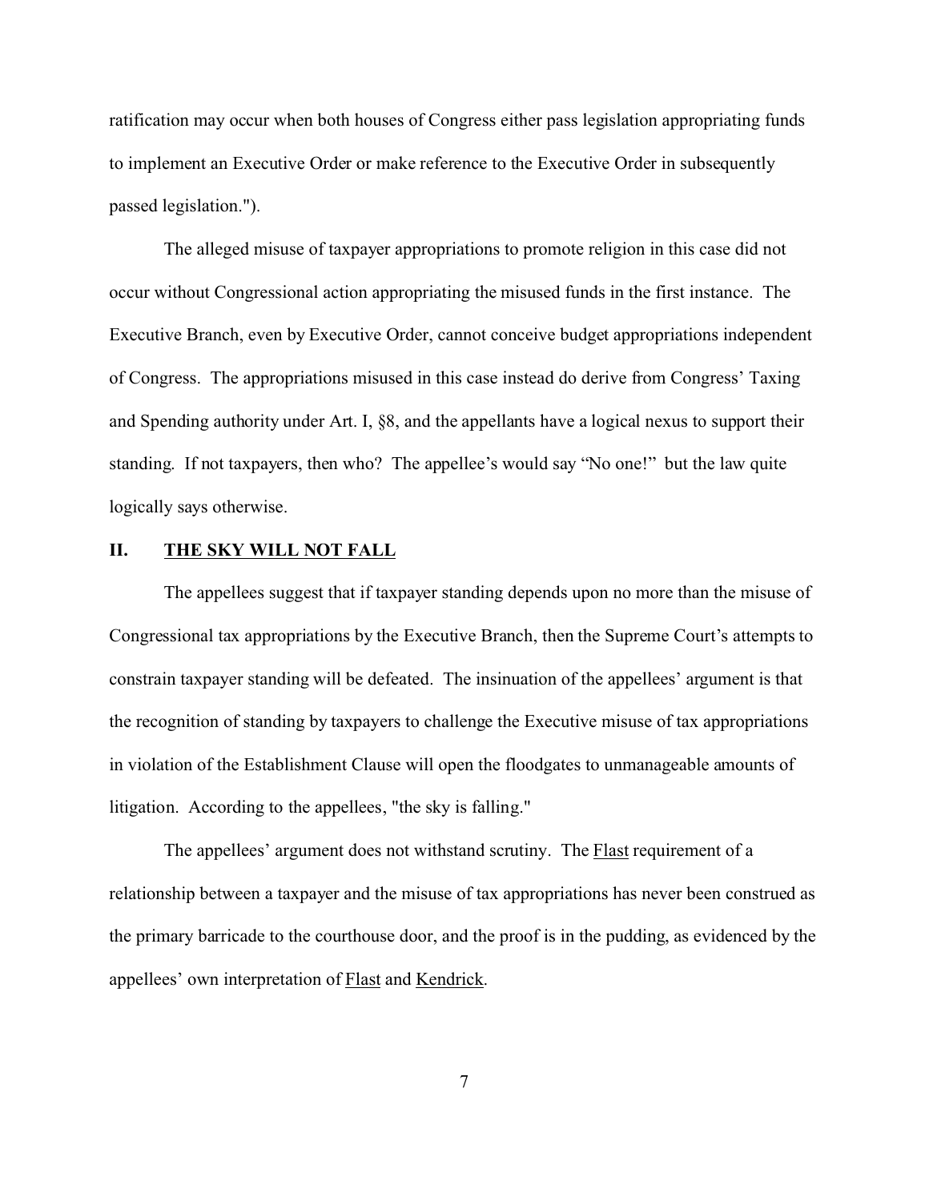ratification may occur when both houses of Congress either pass legislation appropriating funds to implement an Executive Order or make reference to the Executive Order in subsequently passed legislation.").

The alleged misuse of taxpayer appropriations to promote religion in this case did not occur without Congressional action appropriating the misused funds in the first instance. The Executive Branch, even by Executive Order, cannot conceive budget appropriations independent of Congress. The appropriations misused in this case instead do derive from Congress' Taxing and Spending authority under Art. I, §8, and the appellants have a logical nexus to support their standing. If not taxpayers, then who? The appellee's would say "No one!" but the law quite logically says otherwise.

## II. THE SKY WILL NOT FALL

The appellees suggest that if taxpayer standing depends upon no more than the misuse of Congressional tax appropriations by the Executive Branch, then the Supreme Court's attempts to constrain taxpayer standing will be defeated. The insinuation of the appellees' argument is that the recognition of standing by taxpayers to challenge the Executive misuse of tax appropriations in violation of the Establishment Clause will open the floodgates to unmanageable amounts of litigation. According to the appellees, "the sky is falling."

The appellees' argument does not withstand scrutiny. The Flast requirement of a relationship between a taxpayer and the misuse of tax appropriations has never been construed as the primary barricade to the courthouse door, and the proof is in the pudding, as evidenced by the appellees' own interpretation of Flast and Kendrick.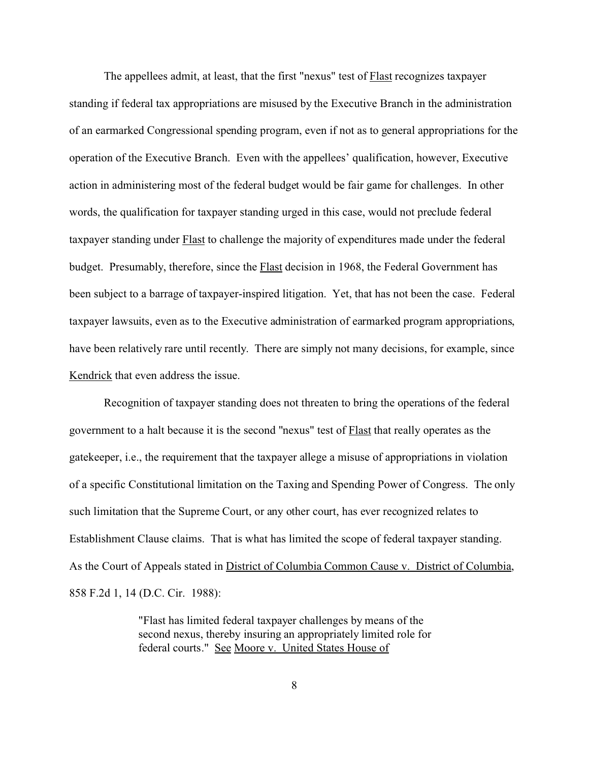The appellees admit, at least, that the first "nexus" test of Flast recognizes taxpayer standing if federal tax appropriations are misused by the Executive Branch in the administration of an earmarked Congressional spending program, even if not as to general appropriations for the operation of the Executive Branch. Even with the appellees' qualification, however, Executive action in administering most of the federal budget would be fair game for challenges. In other words, the qualification for taxpayer standing urged in this case, would not preclude federal taxpayer standing under Flast to challenge the majority of expenditures made under the federal budget. Presumably, therefore, since the Flast decision in 1968, the Federal Government has been subject to a barrage of taxpayer-inspired litigation. Yet, that has not been the case. Federal taxpayer lawsuits, even as to the Executive administration of earmarked program appropriations, have been relatively rare until recently. There are simply not many decisions, for example, since Kendrick that even address the issue.

Recognition of taxpayer standing does not threaten to bring the operations of the federal government to a halt because it is the second "nexus" test of Flast that really operates as the gatekeeper, i.e., the requirement that the taxpayer allege a misuse of appropriations in violation of a specific Constitutional limitation on the Taxing and Spending Power of Congress. The only such limitation that the Supreme Court, or any other court, has ever recognized relates to Establishment Clause claims. That is what has limited the scope of federal taxpayer standing. As the Court of Appeals stated in District of Columbia Common Cause v. District of Columbia, 858 F.2d 1, 14 (D.C. Cir. 1988):

> "Flast has limited federal taxpayer challenges by means of the second nexus, thereby insuring an appropriately limited role for federal courts." See Moore v. United States House of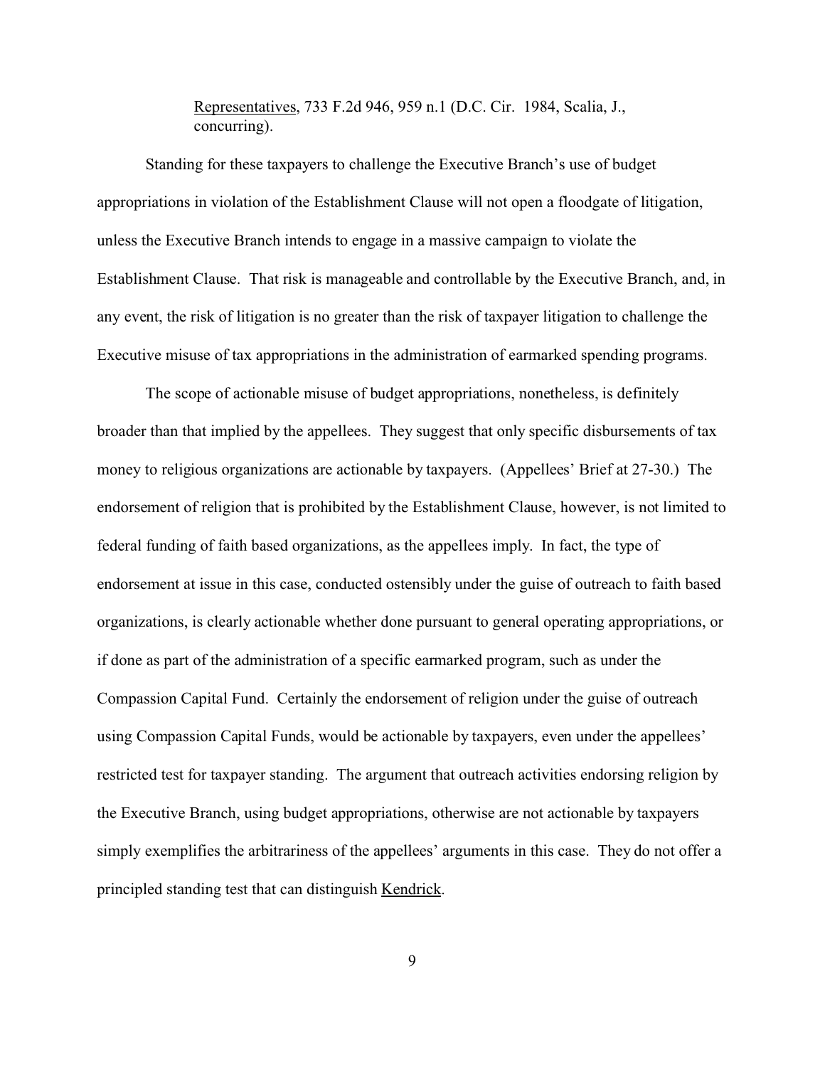Representatives, 733 F.2d 946, 959 n.1 (D.C. Cir. 1984, Scalia, J., concurring).

Standing for these taxpayers to challenge the Executive Branch's use of budget appropriations in violation of the Establishment Clause will not open a floodgate of litigation, unless the Executive Branch intends to engage in a massive campaign to violate the Establishment Clause. That risk is manageable and controllable by the Executive Branch, and, in any event, the risk of litigation is no greater than the risk of taxpayer litigation to challenge the Executive misuse of tax appropriations in the administration of earmarked spending programs.

The scope of actionable misuse of budget appropriations, nonetheless, is definitely broader than that implied by the appellees. They suggest that only specific disbursements of tax money to religious organizations are actionable by taxpayers. (Appellees' Brief at 27-30.) The endorsement of religion that is prohibited by the Establishment Clause, however, is not limited to federal funding of faith based organizations, as the appellees imply. In fact, the type of endorsement at issue in this case, conducted ostensibly under the guise of outreach to faith based organizations, is clearly actionable whether done pursuant to general operating appropriations, or if done as part of the administration of a specific earmarked program, such as under the Compassion Capital Fund. Certainly the endorsement of religion under the guise of outreach using Compassion Capital Funds, would be actionable by taxpayers, even under the appellees' restricted test for taxpayer standing. The argument that outreach activities endorsing religion by the Executive Branch, using budget appropriations, otherwise are not actionable by taxpayers simply exemplifies the arbitrariness of the appellees' arguments in this case. They do not offer a principled standing test that can distinguish Kendrick.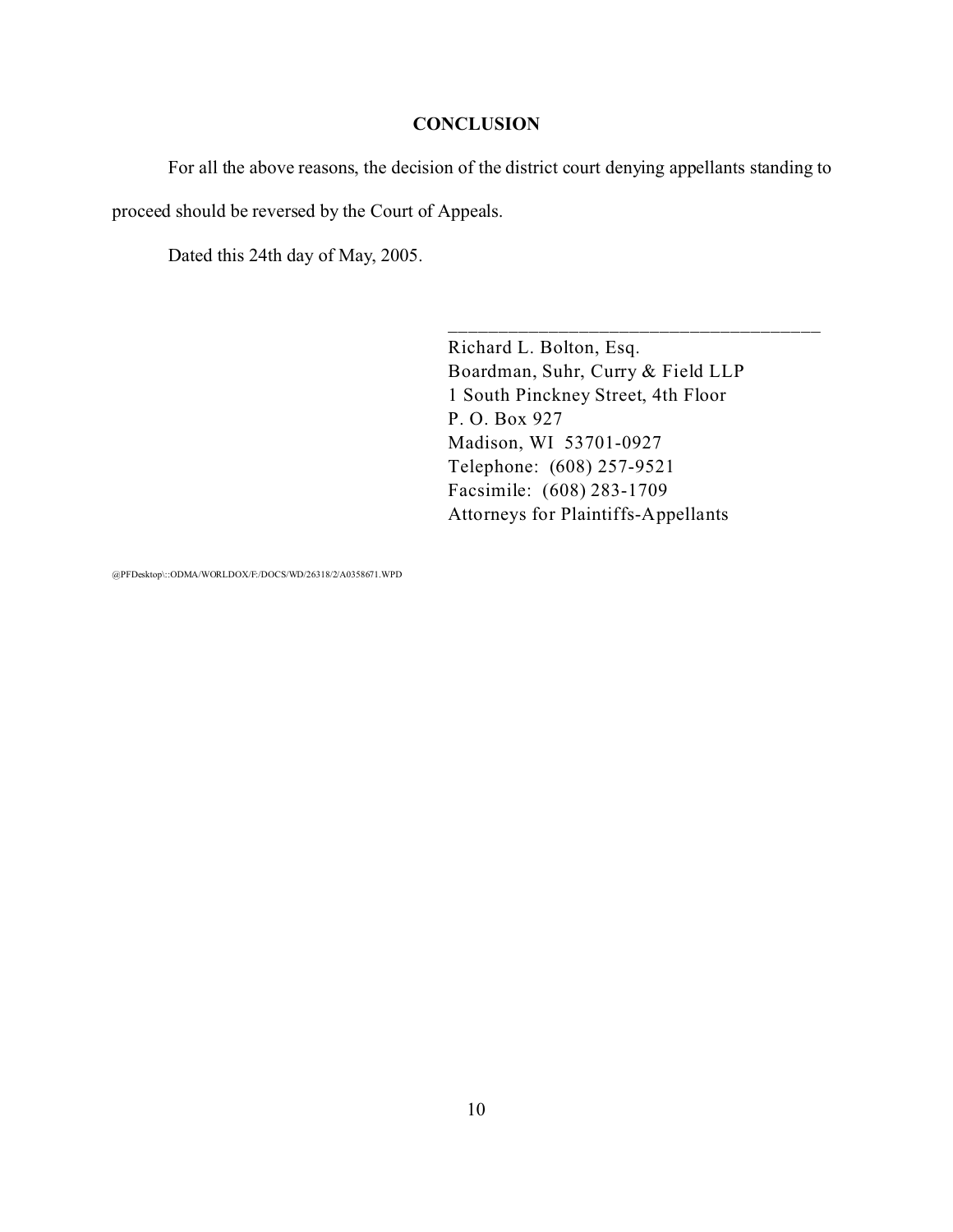## CONCLUSION

For all the above reasons, the decision of the district court denying appellants standing to proceed should be reversed by the Court of Appeals.

Dated this 24th day of May, 2005.

\_\_\_\_\_\_\_\_\_\_\_\_\_\_\_\_\_\_\_\_\_\_\_\_\_\_\_\_\_\_\_\_\_\_\_\_\_\_\_\_

Richard L. Bolton, Esq.
Boardman, Suhr, Curry & Field LLP
1 South Pinckney Street, 4th Floor
P. O. Box 927
Madison, WI 53701-0927
Telephone: (608) 257-9521
Facsimile: (608) 283-1709
Attorneys for Plaintiffs-Appellants

@PFDesktop\::ODMA/WORLDOX/F:/DOCS/WD/26318/2/A0358671.WPD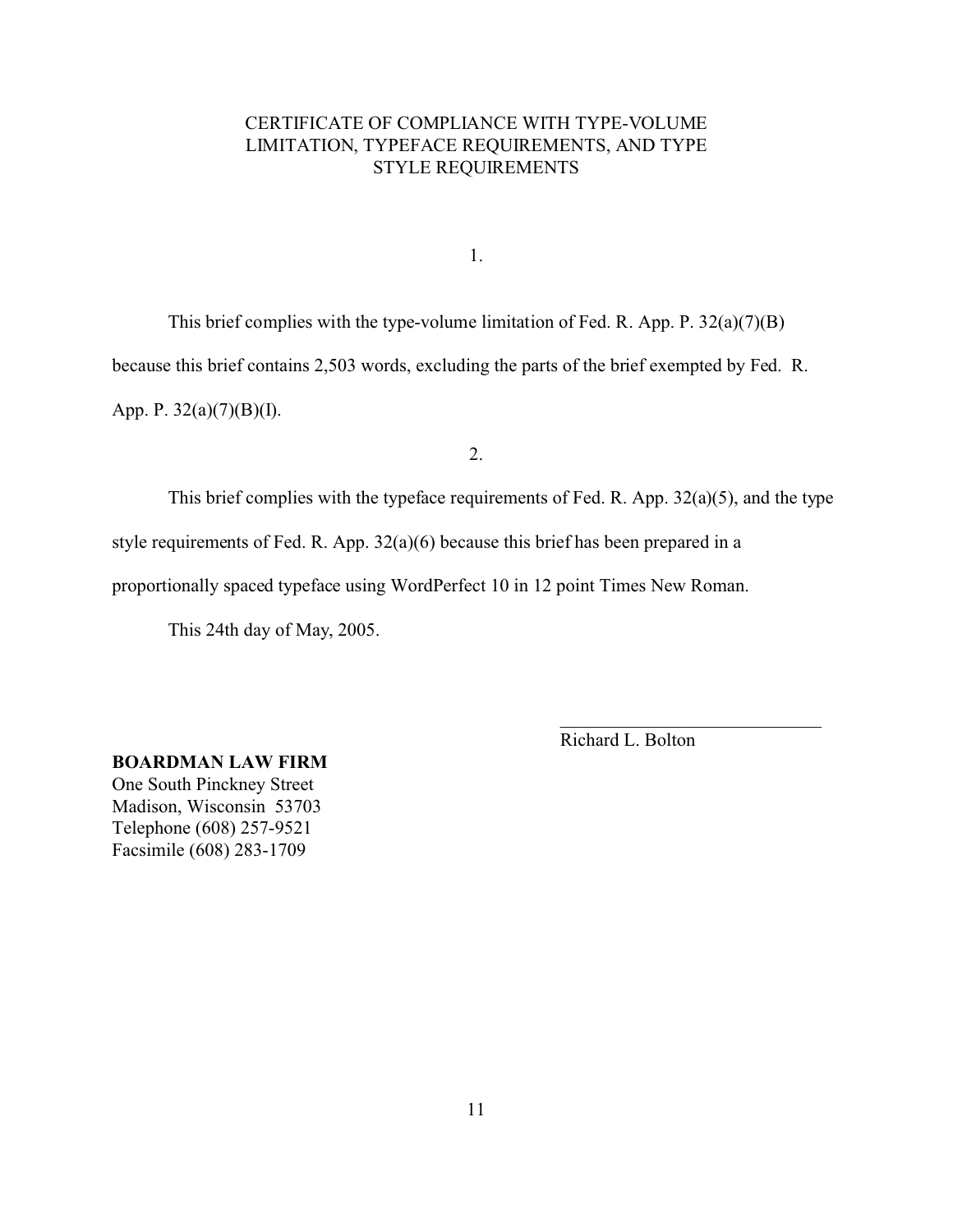# CERTIFICATE OF COMPLIANCE WITH TYPE-VOLUME LIMITATION, TYPEFACE REQUIREMENTS, AND TYPE STYLE REQUIREMENTS

1.

This brief complies with the type-volume limitation of Fed. R. App. P. 32(a)(7)(B) because this brief contains 2,503 words, excluding the parts of the brief exempted by Fed. R. App. P. 32(a)(7)(B)(I).

2.

This brief complies with the typeface requirements of Fed. R. App. 32(a)(5), and the type style requirements of Fed. R. App. 32(a)(6) because this brief has been prepared in a proportionally spaced typeface using WordPerfect 10 in 12 point Times New Roman.

This 24th day of May, 2005.

\_\_\_\_\_\_\_\_\_\_\_\_\_\_\_\_\_\_\_\_\_\_\_\_\_\_\_\_\_\_
Richard L. Bolton

**BOARDMAN LAW FIRM**
One South Pinckney Street
Madison, Wisconsin 53703
Telephone (608) 257-9521
Facsimile (608) 283-1709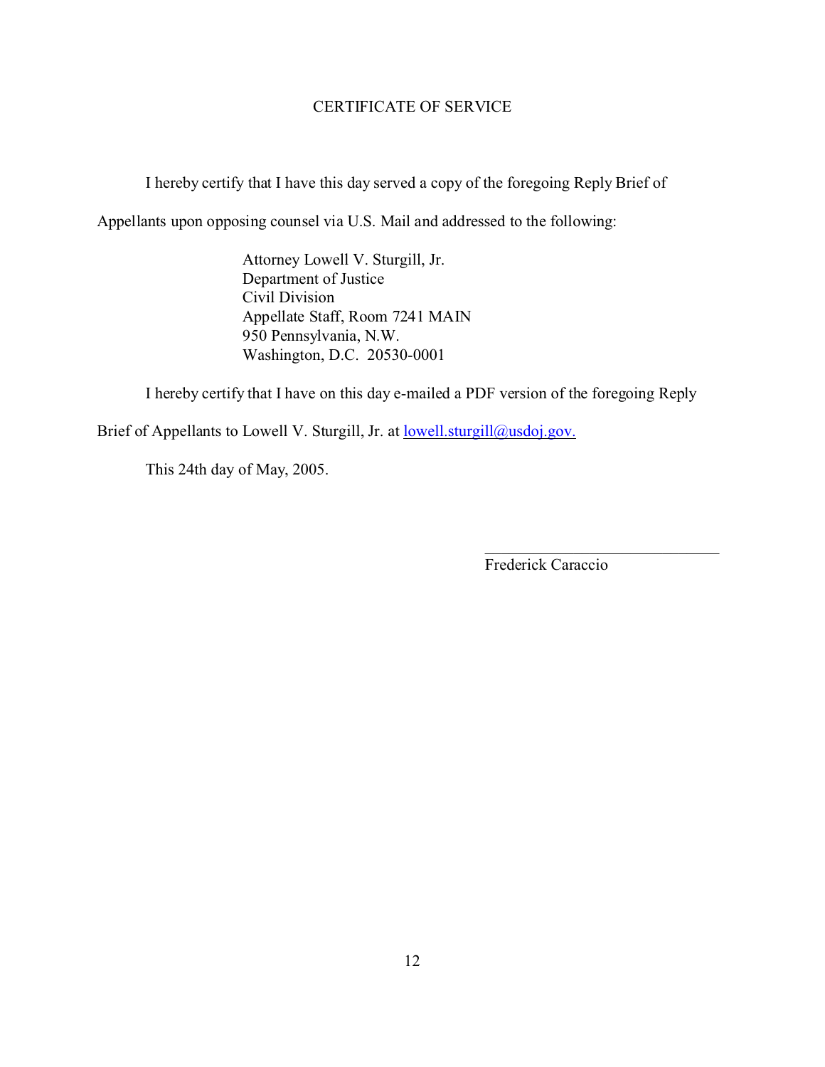# CERTIFICATE OF SERVICE

I hereby certify that I have this day served a copy of the foregoing Reply Brief of Appellants upon opposing counsel via U.S. Mail and addressed to the following:

Attorney Lowell V. Sturgill, Jr.
Department of Justice
Civil Division
Appellate Staff, Room 7241 MAIN
950 Pennsylvania, N.W.
Washington, D.C. 20530-0001

I hereby certify that I have on this day e-mailed a PDF version of the foregoing Reply Brief of Appellants to Lowell V. Sturgill, Jr. at lowell.sturgill@usdoj.gov.

This 24th day of May, 2005.

\_\_\_\_\_\_\_\_\_\_\_\_\_\_\_\_\_\_\_\_\_\_\_\_\_\_\_\_\_\_
Frederick Caraccio